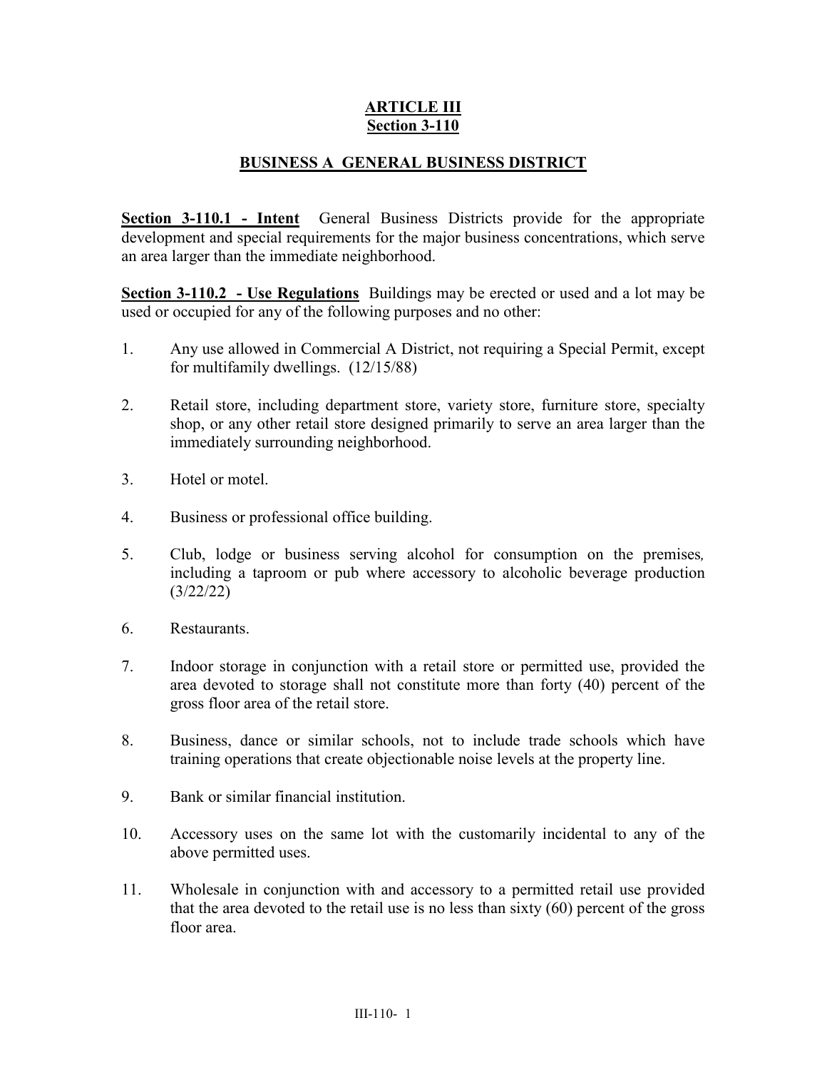# ARTICLE III
# Section 3-110

## BUSINESS A GENERAL BUSINESS DISTRICT

**Section 3-110.1 - Intent** General Business Districts provide for the appropriate development and special requirements for the major business concentrations, which serve an area larger than the immediate neighborhood.

**Section 3-110.2 - Use Regulations** Buildings may be erected or used and a lot may be used or occupied for any of the following purposes and no other:

1. Any use allowed in Commercial A District, not requiring a Special Permit, except for multifamily dwellings. (12/15/88)

2. Retail store, including department store, variety store, furniture store, specialty shop, or any other retail store designed primarily to serve an area larger than the immediately surrounding neighborhood.

3. Hotel or motel.

4. Business or professional office building.

5. Club, lodge or business serving alcohol for consumption on the premises*,* including a taproom or pub where accessory to alcoholic beverage production (3/22/22)

6. Restaurants.

7. Indoor storage in conjunction with a retail store or permitted use, provided the area devoted to storage shall not constitute more than forty (40) percent of the gross floor area of the retail store.

8. Business, dance or similar schools, not to include trade schools which have training operations that create objectionable noise levels at the property line.

9. Bank or similar financial institution.

10. Accessory uses on the same lot with the customarily incidental to any of the above permitted uses.

11. Wholesale in conjunction with and accessory to a permitted retail use provided that the area devoted to the retail use is no less than sixty (60) percent of the gross floor area.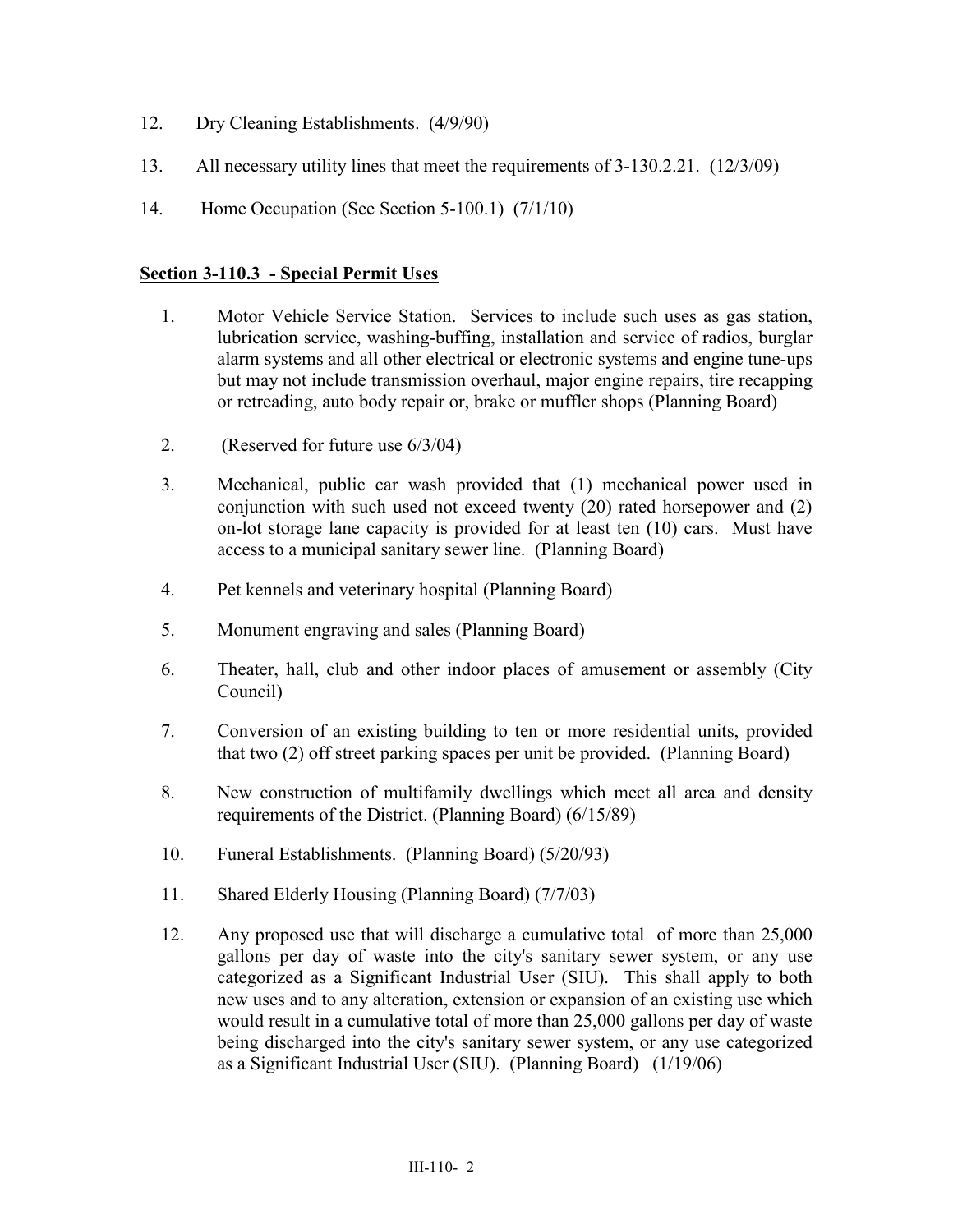12. Dry Cleaning Establishments. (4/9/90)

13. All necessary utility lines that meet the requirements of 3-130.2.21. (12/3/09)

14. Home Occupation (See Section 5-100.1) (7/1/10)

**Section 3-110.3 - Special Permit Uses**

1. Motor Vehicle Service Station. Services to include such uses as gas station, lubrication service, washing-buffing, installation and service of radios, burglar alarm systems and all other electrical or electronic systems and engine tune-ups but may not include transmission overhaul, major engine repairs, tire recapping or retreading, auto body repair or, brake or muffler shops (Planning Board)

2. (Reserved for future use 6/3/04)

3. Mechanical, public car wash provided that (1) mechanical power used in conjunction with such used not exceed twenty (20) rated horsepower and (2) on-lot storage lane capacity is provided for at least ten (10) cars. Must have access to a municipal sanitary sewer line. (Planning Board)

4. Pet kennels and veterinary hospital (Planning Board)

5. Monument engraving and sales (Planning Board)

6. Theater, hall, club and other indoor places of amusement or assembly (City Council)

7. Conversion of an existing building to ten or more residential units, provided that two (2) off street parking spaces per unit be provided. (Planning Board)

8. New construction of multifamily dwellings which meet all area and density requirements of the District. (Planning Board) (6/15/89)

10. Funeral Establishments. (Planning Board) (5/20/93)

11. Shared Elderly Housing (Planning Board) (7/7/03)

12. Any proposed use that will discharge a cumulative total of more than 25,000 gallons per day of waste into the city's sanitary sewer system, or any use categorized as a Significant Industrial User (SIU). This shall apply to both new uses and to any alteration, extension or expansion of an existing use which would result in a cumulative total of more than 25,000 gallons per day of waste being discharged into the city's sanitary sewer system, or any use categorized as a Significant Industrial User (SIU). (Planning Board) (1/19/06)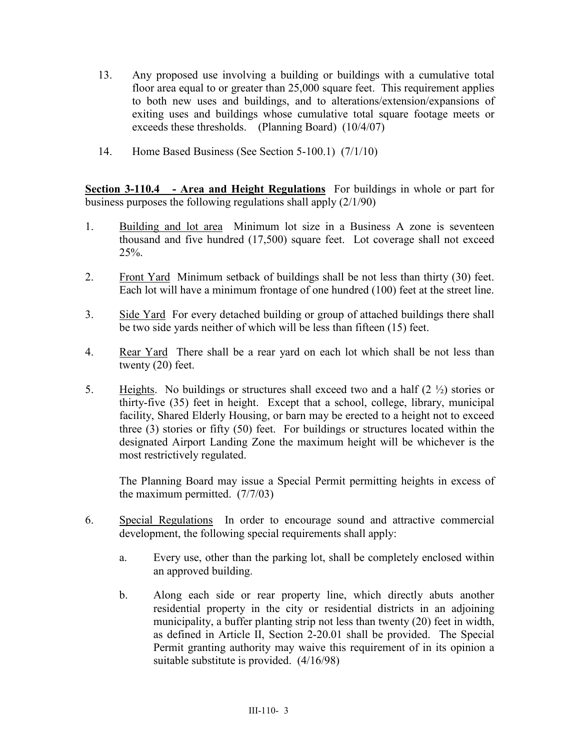13. Any proposed use involving a building or buildings with a cumulative total floor area equal to or greater than 25,000 square feet. This requirement applies to both new uses and buildings, and to alterations/extension/expansions of exiting uses and buildings whose cumulative total square footage meets or exceeds these thresholds. (Planning Board) (10/4/07)

14. Home Based Business (See Section 5-100.1) (7/1/10)

**Section 3-110.4 - Area and Height Regulations** For buildings in whole or part for business purposes the following regulations shall apply (2/1/90)

1. Building and lot area Minimum lot size in a Business A zone is seventeen thousand and five hundred (17,500) square feet. Lot coverage shall not exceed 25%.

2. Front Yard Minimum setback of buildings shall be not less than thirty (30) feet. Each lot will have a minimum frontage of one hundred (100) feet at the street line.

3. Side Yard For every detached building or group of attached buildings there shall be two side yards neither of which will be less than fifteen (15) feet.

4. Rear Yard There shall be a rear yard on each lot which shall be not less than twenty (20) feet.

5. Heights. No buildings or structures shall exceed two and a half (2 ½) stories or thirty-five (35) feet in height. Except that a school, college, library, municipal facility, Shared Elderly Housing, or barn may be erected to a height not to exceed three (3) stories or fifty (50) feet. For buildings or structures located within the designated Airport Landing Zone the maximum height will be whichever is the most restrictively regulated.

   The Planning Board may issue a Special Permit permitting heights in excess of the maximum permitted. (7/7/03)

6. Special Regulations In order to encourage sound and attractive commercial development, the following special requirements shall apply:

   a. Every use, other than the parking lot, shall be completely enclosed within an approved building.

   b. Along each side or rear property line, which directly abuts another residential property in the city or residential districts in an adjoining municipality, a buffer planting strip not less than twenty (20) feet in width, as defined in Article II, Section 2-20.01 shall be provided. The Special Permit granting authority may waive this requirement of in its opinion a suitable substitute is provided. (4/16/98)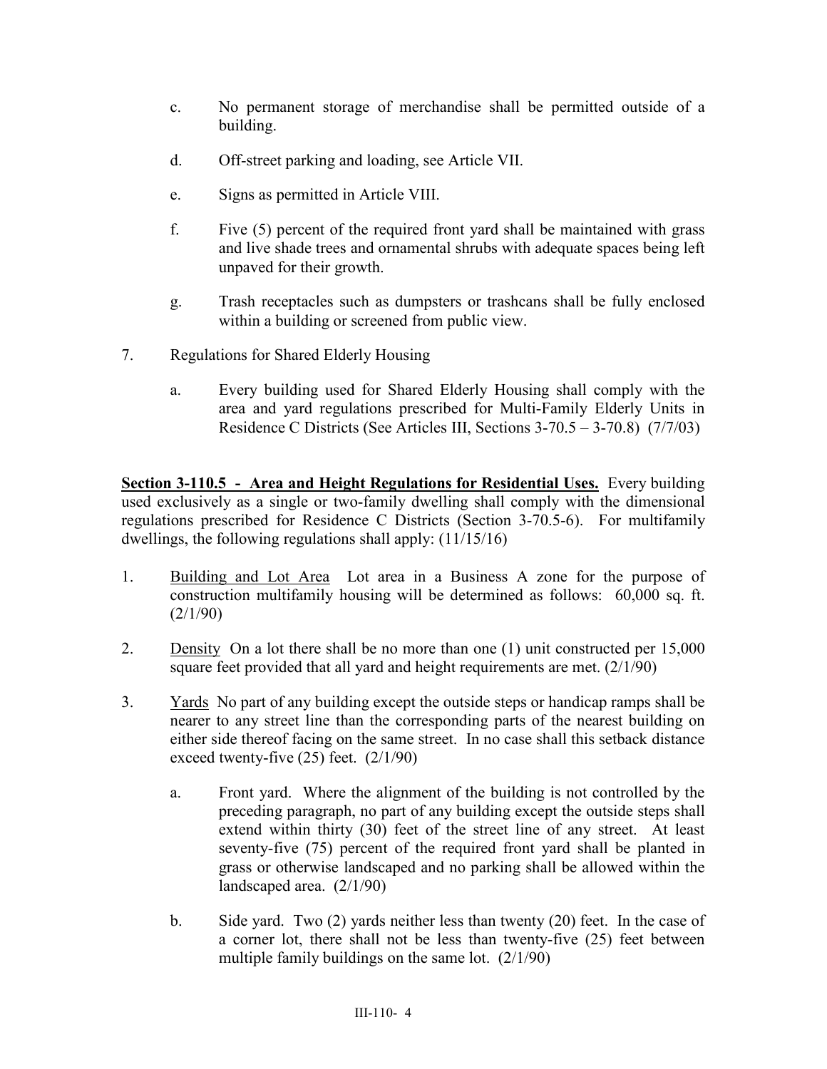c. No permanent storage of merchandise shall be permitted outside of a building.

d. Off-street parking and loading, see Article VII.

e. Signs as permitted in Article VIII.

f. Five (5) percent of the required front yard shall be maintained with grass and live shade trees and ornamental shrubs with adequate spaces being left unpaved for their growth.

g. Trash receptacles such as dumpsters or trashcans shall be fully enclosed within a building or screened from public view.

7. Regulations for Shared Elderly Housing

   a. Every building used for Shared Elderly Housing shall comply with the area and yard regulations prescribed for Multi-Family Elderly Units in Residence C Districts (See Articles III, Sections 3-70.5 – 3-70.8) (7/7/03)

**<u>Section 3-110.5 - Area and Height Regulations for Residential Uses.</u>** Every building used exclusively as a single or two-family dwelling shall comply with the dimensional regulations prescribed for Residence C Districts (Section 3-70.5-6). For multifamily dwellings, the following regulations shall apply: (11/15/16)

1. <u>Building and Lot Area</u> Lot area in a Business A zone for the purpose of construction multifamily housing will be determined as follows: 60,000 sq. ft. (2/1/90)

2. <u>Density</u> On a lot there shall be no more than one (1) unit constructed per 15,000 square feet provided that all yard and height requirements are met. (2/1/90)

3. <u>Yards</u> No part of any building except the outside steps or handicap ramps shall be nearer to any street line than the corresponding parts of the nearest building on either side thereof facing on the same street. In no case shall this setback distance exceed twenty-five (25) feet. (2/1/90)

   a. Front yard. Where the alignment of the building is not controlled by the preceding paragraph, no part of any building except the outside steps shall extend within thirty (30) feet of the street line of any street. At least seventy-five (75) percent of the required front yard shall be planted in grass or otherwise landscaped and no parking shall be allowed within the landscaped area. (2/1/90)

   b. Side yard. Two (2) yards neither less than twenty (20) feet. In the case of a corner lot, there shall not be less than twenty-five (25) feet between multiple family buildings on the same lot. (2/1/90)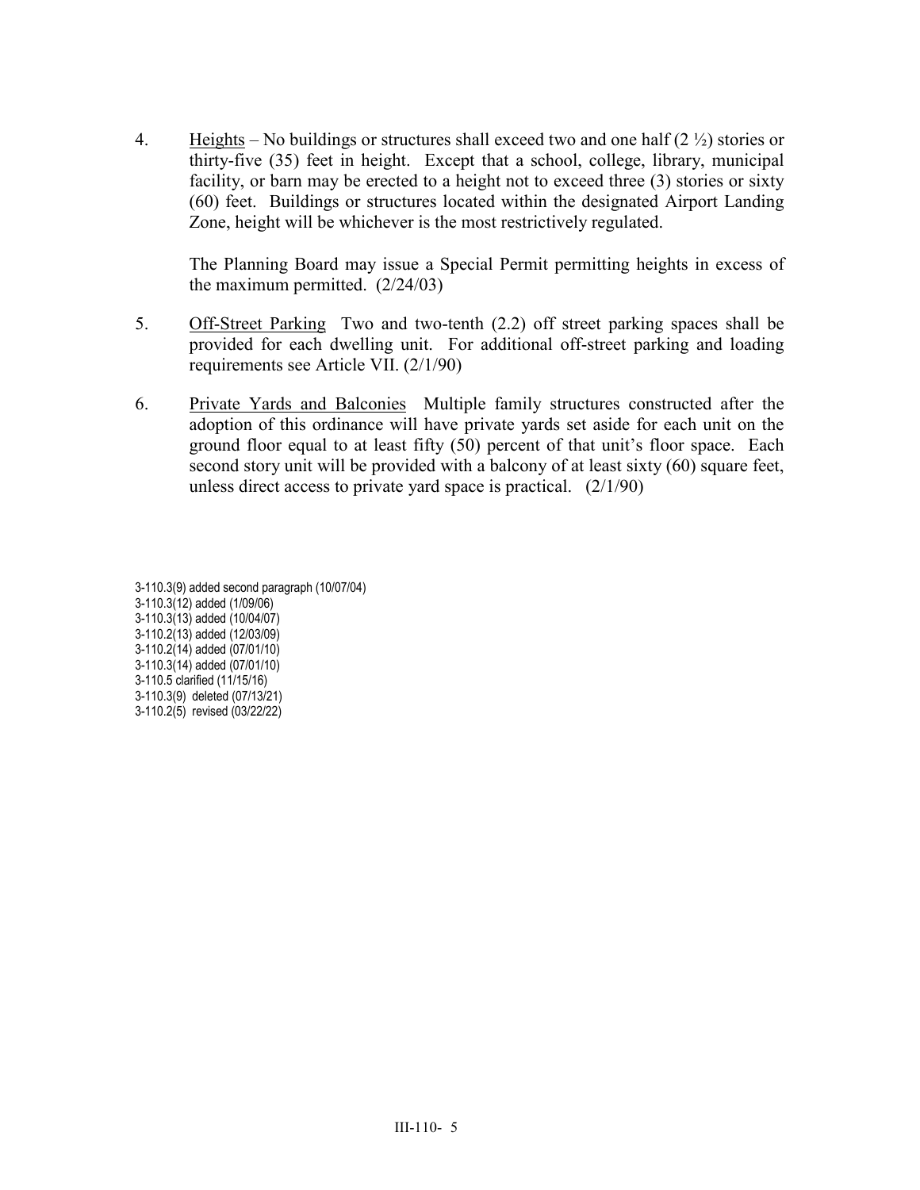4. <u>Heights</u> – No buildings or structures shall exceed two and one half (2 ½) stories or thirty-five (35) feet in height. Except that a school, college, library, municipal facility, or barn may be erected to a height not to exceed three (3) stories or sixty (60) feet. Buildings or structures located within the designated Airport Landing Zone, height will be whichever is the most restrictively regulated.

   The Planning Board may issue a Special Permit permitting heights in excess of the maximum permitted. (2/24/03)

5. <u>Off-Street Parking</u> Two and two-tenth (2.2) off street parking spaces shall be provided for each dwelling unit. For additional off-street parking and loading requirements see Article VII. (2/1/90)

6. <u>Private Yards and Balconies</u> Multiple family structures constructed after the adoption of this ordinance will have private yards set aside for each unit on the ground floor equal to at least fifty (50) percent of that unit's floor space. Each second story unit will be provided with a balcony of at least sixty (60) square feet, unless direct access to private yard space is practical. (2/1/90)

3-110.3(9) added second paragraph (10/07/04)
3-110.3(12) added (1/09/06)
3-110.3(13) added (10/04/07)
3-110.2(13) added (12/03/09)
3-110.2(14) added (07/01/10)
3-110.3(14) added (07/01/10)
3-110.5 clarified (11/15/16)
3-110.3(9) deleted (07/13/21)
3-110.2(5) revised (03/22/22)